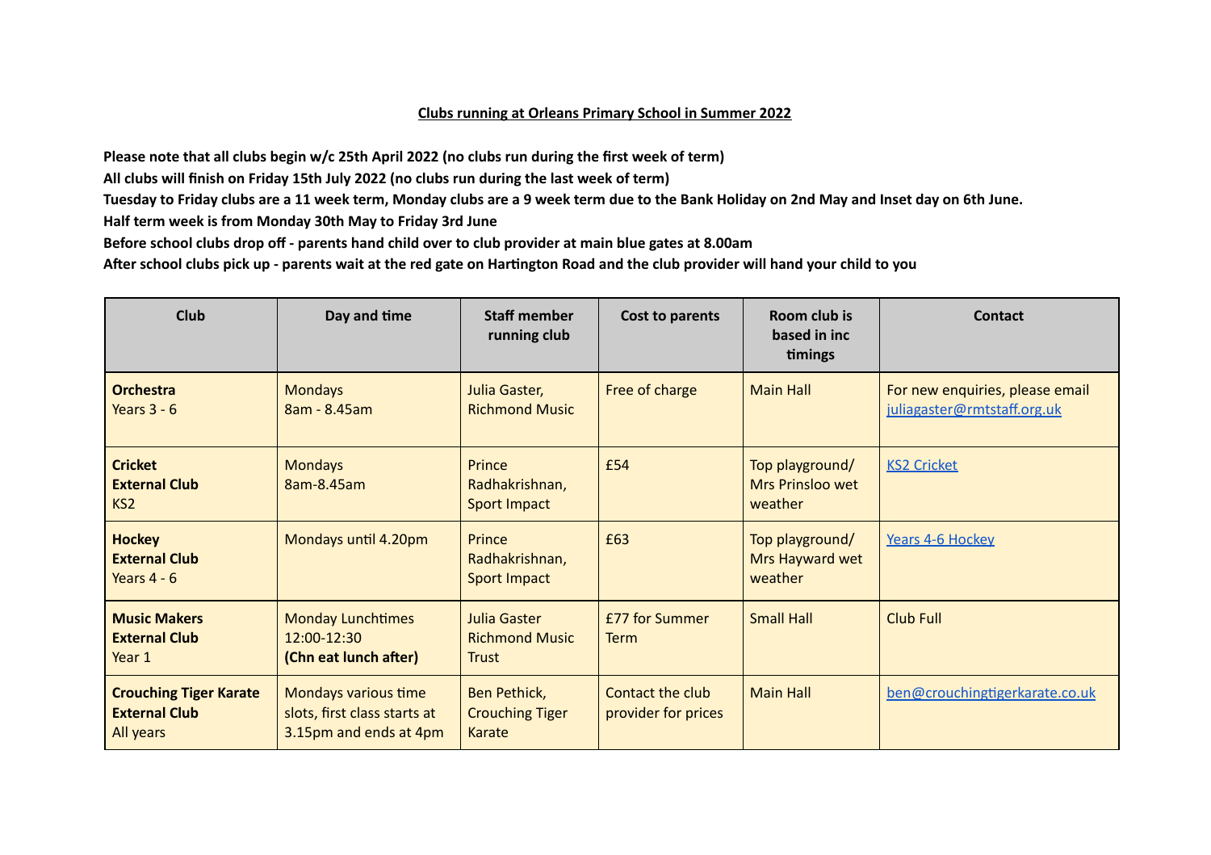**Clubs running at Orleans Primary School in Summer 2022**

**Please note that all clubs begin w/c 25th April 2022 (no clubs run during the first week of term)**

**All clubs will finish on Friday 15th July 2022 (no clubs run during the last week of term)**

**Tuesday to Friday clubs are a 11 week term, Monday clubs are a 9 week term due to the Bank Holiday on 2nd May and Inset day on 6th June.**

**Half term week is from Monday 30th May to Friday 3rd June**

**Before school clubs drop off - parents hand child over to club provider at main blue gates at 8.00am**

**After school clubs pick up - parents wait at the red gate on Hartington Road and the club provider will hand your child to you**

| Club | Day and time | Staff member running club | Cost to parents | Room club is based in inc timings | Contact |
|---|---|---|---|---|---|
| **Orchestra**<br>Years 3 - 6 | Mondays<br>8am - 8.45am | Julia Gaster, Richmond Music | Free of charge | Main Hall | For new enquiries, please email juliagaster@rmtstaff.org.uk |
| **Cricket**<br>**External Club**<br>KS2 | Mondays<br>8am-8.45am | Prince Radhakrishnan, Sport Impact | £54 | Top playground/ Mrs Prinsloo wet weather | KS2 Cricket |
| **Hockey**<br>**External Club**<br>Years 4 - 6 | Mondays until 4.20pm | Prince Radhakrishnan, Sport Impact | £63 | Top playground/ Mrs Hayward wet weather | Years 4-6 Hockey |
| **Music Makers**<br>**External Club**<br>Year 1 | Monday Lunchtimes<br>12:00-12:30<br>**(Chn eat lunch after)** | Julia Gaster<br>Richmond Music Trust | £77 for Summer Term | Small Hall | Club Full |
| **Crouching Tiger Karate**<br>**External Club**<br>All years | Mondays various time slots, first class starts at 3.15pm and ends at 4pm | Ben Pethick, Crouching Tiger Karate | Contact the club provider for prices | Main Hall | ben@crouchingtigerkarate.co.uk |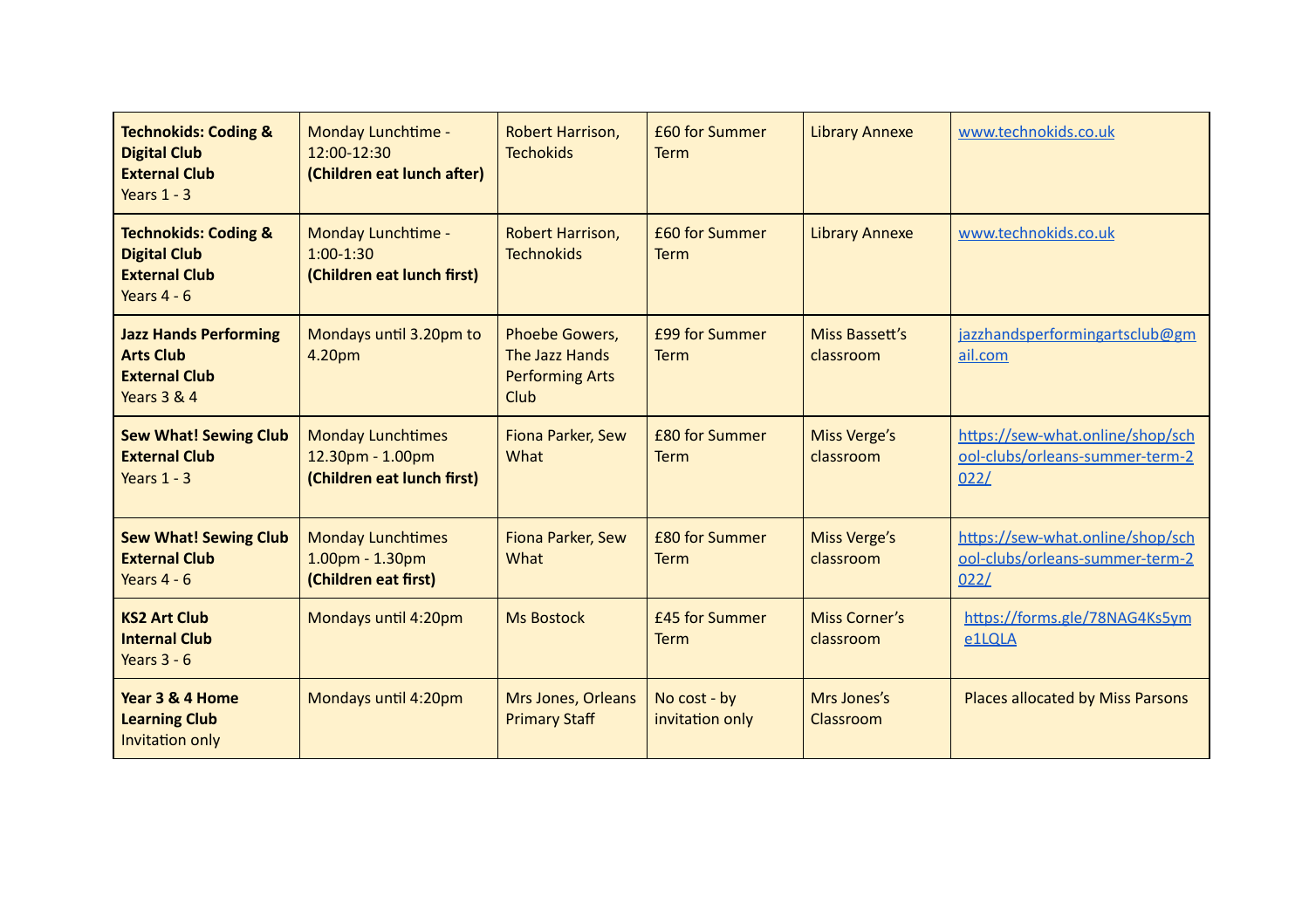| | | | | | |
|---|---|---|---|---|---|
| **Technokids: Coding & Digital Club**<br>**External Club**<br>Years 1 - 3 | Monday Lunchtime - 12:00-12:30<br>**(Children eat lunch after)** | Robert Harrison, Techokids | £60 for Summer Term | Library Annexe | www.technokids.co.uk |
| **Technokids: Coding & Digital Club**<br>**External Club**<br>Years 4 - 6 | Monday Lunchtime - 1:00-1:30<br>**(Children eat lunch first)** | Robert Harrison, Technokids | £60 for Summer Term | Library Annexe | www.technokids.co.uk |
| **Jazz Hands Performing Arts Club**<br>**External Club**<br>Years 3 & 4 | Mondays until 3.20pm to 4.20pm | Phoebe Gowers, The Jazz Hands Performing Arts Club | £99 for Summer Term | Miss Bassett's classroom | jazzhandsperformingartsclub@gmail.com |
| **Sew What! Sewing Club**<br>**External Club**<br>Years 1 - 3 | Monday Lunchtimes 12.30pm - 1.00pm<br>**(Children eat lunch first)** | Fiona Parker, Sew What | £80 for Summer Term | Miss Verge's classroom | https://sew-what.online/shop/school-clubs/orleans-summer-term-2022/ |
| **Sew What! Sewing Club**<br>**External Club**<br>Years 4 - 6 | Monday Lunchtimes 1.00pm - 1.30pm<br>**(Children eat first)** | Fiona Parker, Sew What | £80 for Summer Term | Miss Verge's classroom | https://sew-what.online/shop/school-clubs/orleans-summer-term-2022/ |
| **KS2 Art Club**<br>**Internal Club**<br>Years 3 - 6 | Mondays until 4:20pm | Ms Bostock | £45 for Summer Term | Miss Corner's classroom | https://forms.gle/78NAG4Ks5yme1LQLA |
| **Year 3 & 4 Home Learning Club**<br>Invitation only | Mondays until 4:20pm | Mrs Jones, Orleans Primary Staff | No cost - by invitation only | Mrs Jones's Classroom | Places allocated by Miss Parsons |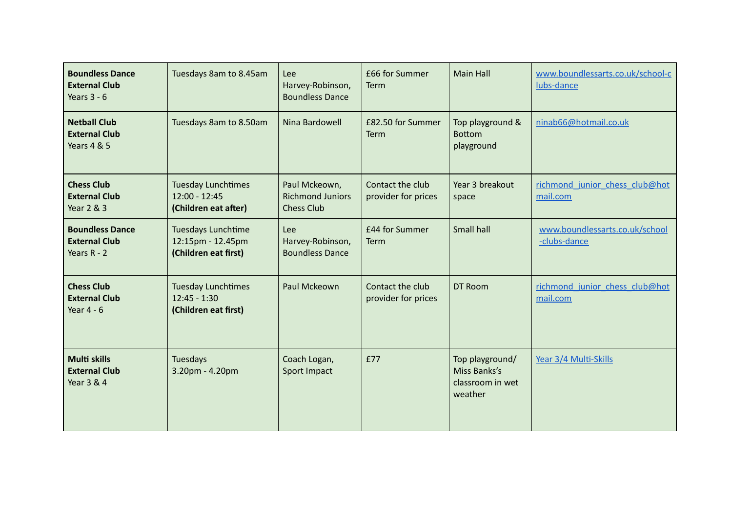| **Boundless Dance External Club** Years 3 - 6 | Tuesdays 8am to 8.45am | Lee Harvey-Robinson, Boundless Dance | £66 for Summer Term | Main Hall | www.boundlessarts.co.uk/school-clubs-dance |
|---|---|---|---|---|---|
| **Netball Club External Club** Years 4 & 5 | Tuesdays 8am to 8.50am | Nina Bardowell | £82.50 for Summer Term | Top playground & Bottom playground | ninab66@hotmail.co.uk |
| **Chess Club External Club** Year 2 & 3 | Tuesday Lunchtimes 12:00 - 12:45 **(Children eat after)** | Paul Mckeown, Richmond Juniors Chess Club | Contact the club provider for prices | Year 3 breakout space | richmond_junior_chess_club@hotmail.com |
| **Boundless Dance External Club** Years R - 2 | Tuesdays Lunchtime 12:15pm - 12.45pm **(Children eat first)** | Lee Harvey-Robinson, Boundless Dance | £44 for Summer Term | Small hall | www.boundlessarts.co.uk/school-clubs-dance |
| **Chess Club External Club** Year 4 - 6 | Tuesday Lunchtimes 12:45 - 1:30 **(Children eat first)** | Paul Mckeown | Contact the club provider for prices | DT Room | richmond_junior_chess_club@hotmail.com |
| **Multi skills External Club** Year 3 & 4 | Tuesdays 3.20pm - 4.20pm | Coach Logan, Sport Impact | £77 | Top playground/ Miss Banks's classroom in wet weather | Year 3/4 Multi-Skills |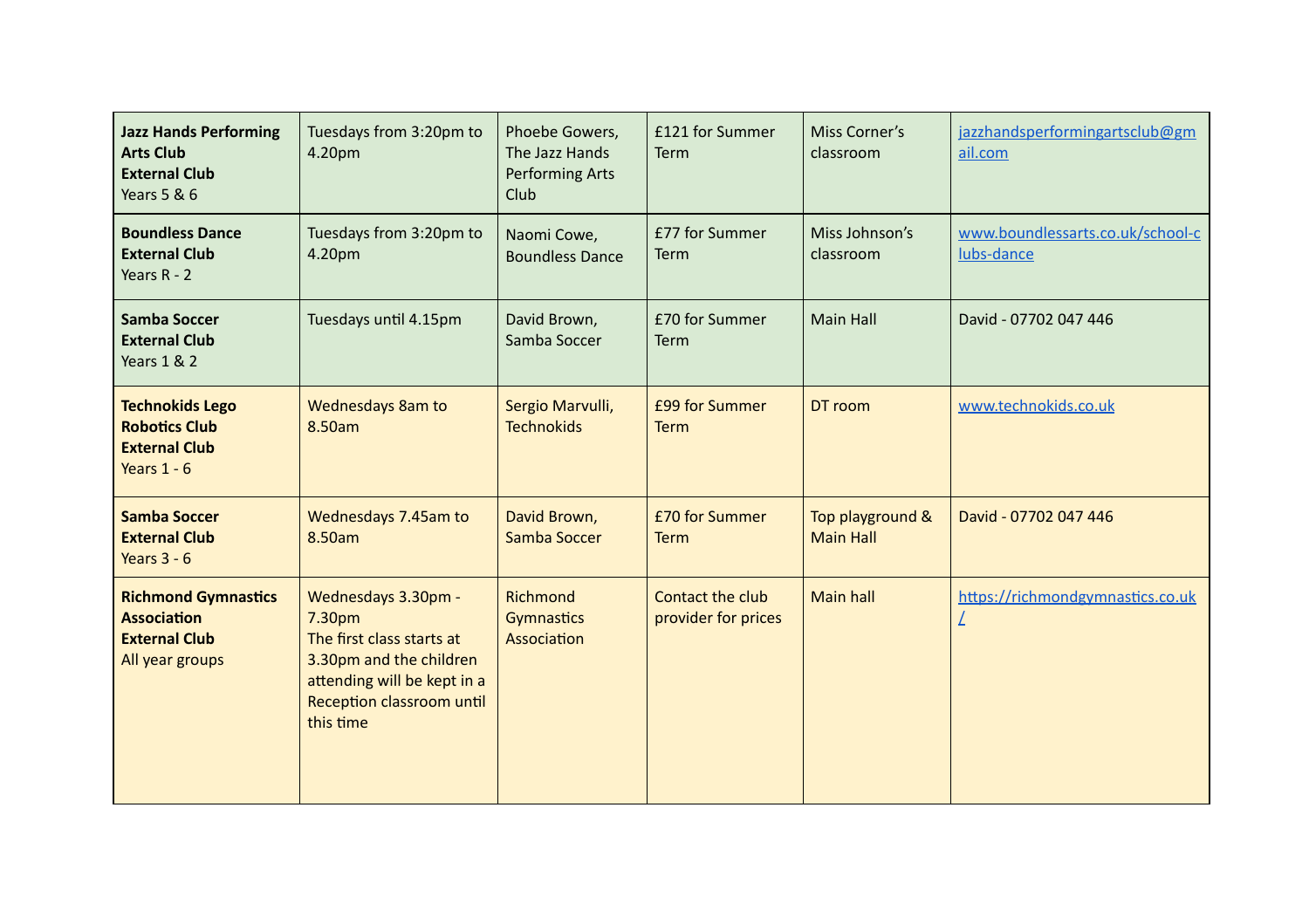| **Jazz Hands Performing Arts Club** **External Club** Years 5 & 6 | Tuesdays from 3:20pm to 4.20pm | Phoebe Gowers, The Jazz Hands Performing Arts Club | £121 for Summer Term | Miss Corner's classroom | jazzhandsperformingartsclub@gmail.com |
|---|---|---|---|---|---|
| **Boundless Dance** **External Club** Years R - 2 | Tuesdays from 3:20pm to 4.20pm | Naomi Cowe, Boundless Dance | £77 for Summer Term | Miss Johnson's classroom | www.boundlessarts.co.uk/school-clubs-dance |
| **Samba Soccer** **External Club** Years 1 & 2 | Tuesdays until 4.15pm | David Brown, Samba Soccer | £70 for Summer Term | Main Hall | David - 07702 047 446 |
| **Technokids Lego Robotics Club** **External Club** Years 1 - 6 | Wednesdays 8am to 8.50am | Sergio Marvulli, Technokids | £99 for Summer Term | DT room | www.technokids.co.uk |
| **Samba Soccer** **External Club** Years 3 - 6 | Wednesdays 7.45am to 8.50am | David Brown, Samba Soccer | £70 for Summer Term | Top playground & Main Hall | David - 07702 047 446 |
| **Richmond Gymnastics Association** **External Club** All year groups | Wednesdays 3.30pm - 7.30pm The first class starts at 3.30pm and the children attending will be kept in a Reception classroom until this time | Richmond Gymnastics Association | Contact the club provider for prices | Main hall | https://richmondgymnastics.co.uk/ |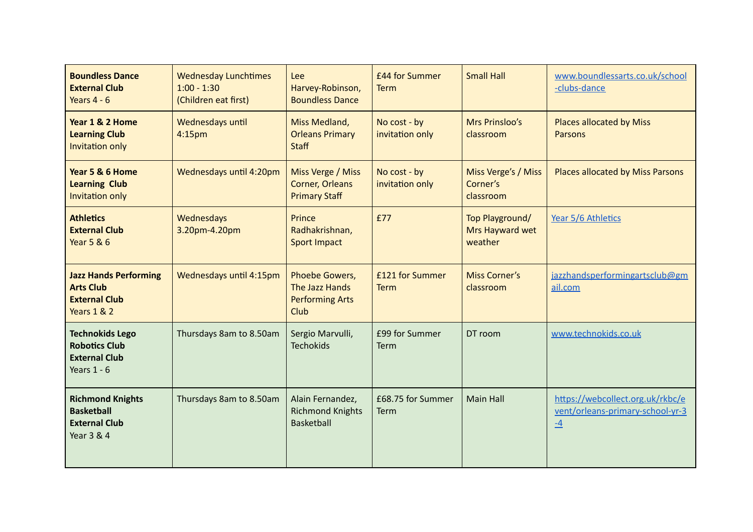| | | | | | |
|---|---|---|---|---|---|
| **Boundless Dance External Club** Years 4 - 6 | Wednesday Lunchtimes 1:00 - 1:30 (Children eat first) | Lee Harvey-Robinson, Boundless Dance | £44 for Summer Term | Small Hall | www.boundlessarts.co.uk/school-clubs-dance |
| **Year 1 & 2 Home Learning Club** Invitation only | Wednesdays until 4:15pm | Miss Medland, Orleans Primary Staff | No cost - by invitation only | Mrs Prinsloo's classroom | Places allocated by Miss Parsons |
| **Year 5 & 6 Home Learning Club** Invitation only | Wednesdays until 4:20pm | Miss Verge / Miss Corner, Orleans Primary Staff | No cost - by invitation only | Miss Verge's / Miss Corner's classroom | Places allocated by Miss Parsons |
| **Athletics External Club** Year 5 & 6 | Wednesdays 3.20pm-4.20pm | Prince Radhakrishnan, Sport Impact | £77 | Top Playground/ Mrs Hayward wet weather | Year 5/6 Athletics |
| **Jazz Hands Performing Arts Club External Club** Years 1 & 2 | Wednesdays until 4:15pm | Phoebe Gowers, The Jazz Hands Performing Arts Club | £121 for Summer Term | Miss Corner's classroom | jazzhandsperformingartsclub@gmail.com |
| **Technokids Lego Robotics Club External Club** Years 1 - 6 | Thursdays 8am to 8.50am | Sergio Marvulli, Techokids | £99 for Summer Term | DT room | www.technokids.co.uk |
| **Richmond Knights Basketball External Club** Year 3 & 4 | Thursdays 8am to 8.50am | Alain Fernandez, Richmond Knights Basketball | £68.75 for Summer Term | Main Hall | https://webcollect.org.uk/rkbc/event/orleans-primary-school-yr-3-4 |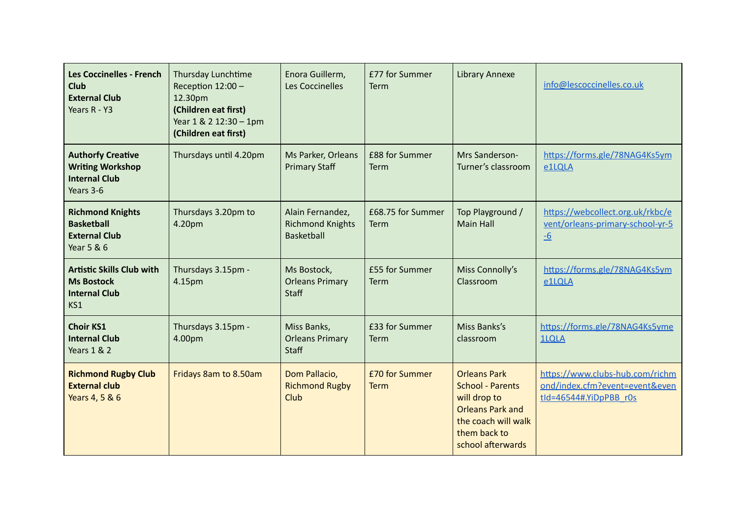| | | | | | |
|---|---|---|---|---|---|
| **Les Coccinelles - French Club** **External Club** Years R - Y3 | Thursday Lunchtime Reception 12:00 – 12.30pm **(Children eat first)** Year 1 & 2 12:30 – 1pm **(Children eat first)** | Enora Guillerm, Les Coccinelles | £77 for Summer Term | Library Annexe | info@lescoccinelles.co.uk |
| **Authorfy Creative Writing Workshop** **Internal Club** Years 3-6 | Thursdays until 4.20pm | Ms Parker, Orleans Primary Staff | £88 for Summer Term | Mrs Sanderson-Turner's classroom | https://forms.gle/78NAG4Ks5yme1LQLA |
| **Richmond Knights Basketball** **External Club** Year 5 & 6 | Thursdays 3.20pm to 4.20pm | Alain Fernandez, Richmond Knights Basketball | £68.75 for Summer Term | Top Playground / Main Hall | https://webcollect.org.uk/rkbc/event/orleans-primary-school-yr-5-6 |
| **Artistic Skills Club with Ms Bostock** **Internal Club** KS1 | Thursdays 3.15pm - 4.15pm | Ms Bostock, Orleans Primary Staff | £55 for Summer Term | Miss Connolly's Classroom | https://forms.gle/78NAG4Ks5yme1LQLA |
| **Choir KS1** **Internal Club** Years 1 & 2 | Thursdays 3.15pm - 4.00pm | Miss Banks, Orleans Primary Staff | £33 for Summer Term | Miss Banks's classroom | https://forms.gle/78NAG4Ks5yme1LQLA |
| **Richmond Rugby Club** **External club** Years 4, 5 & 6 | Fridays 8am to 8.50am | Dom Pallacio, Richmond Rugby Club | £70 for Summer Term | Orleans Park School - Parents will drop to Orleans Park and the coach will walk them back to school afterwards | https://www.clubs-hub.com/richmond/index.cfm?event=event&eventId=46544#.YiDpPBB_r0s |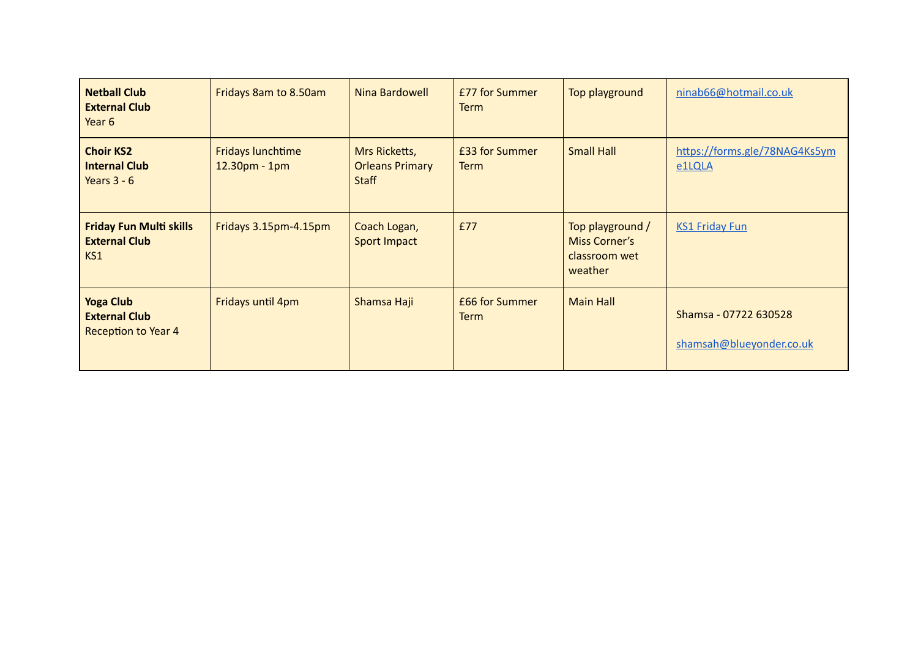| | | | | | |
|---|---|---|---|---|---|
| **Netball Club**<br>**External Club**<br>Year 6 | Fridays 8am to 8.50am | Nina Bardowell | £77 for Summer Term | Top playground | ninab66@hotmail.co.uk |
| **Choir KS2**<br>**Internal Club**<br>Years 3 - 6 | Fridays lunchtime 12.30pm - 1pm | Mrs Ricketts, Orleans Primary Staff | £33 for Summer Term | Small Hall | https://forms.gle/78NAG4Ks5yme1LQLA |
| **Friday Fun Multi skills**<br>**External Club**<br>KS1 | Fridays 3.15pm-4.15pm | Coach Logan, Sport Impact | £77 | Top playground / Miss Corner's classroom wet weather | KS1 Friday Fun |
| **Yoga Club**<br>**External Club**<br>Reception to Year 4 | Fridays until 4pm | Shamsa Haji | £66 for Summer Term | Main Hall | Shamsa - 07722 630528<br><br>shamsah@blueyonder.co.uk |